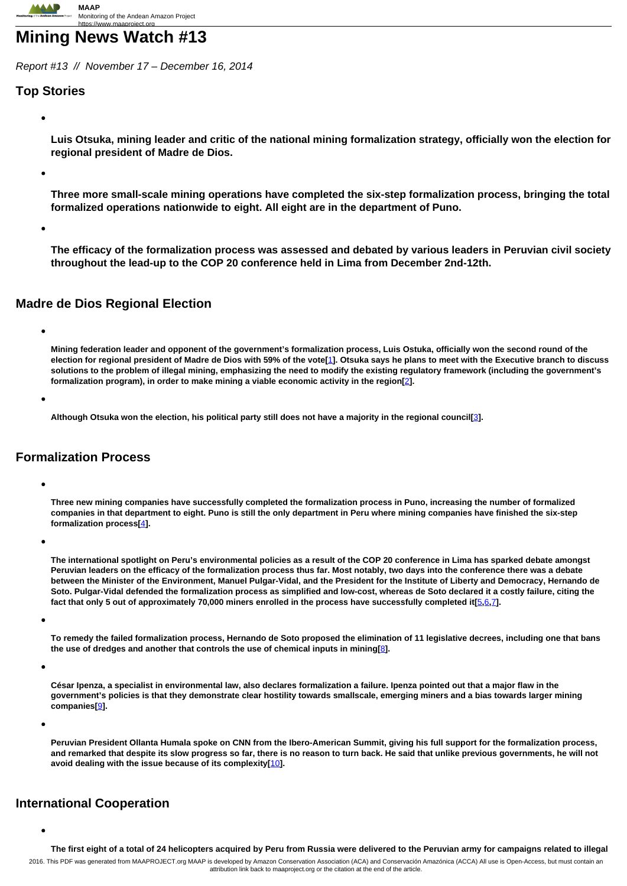# Mining News Watch #13

*Report #13 // November 17 – December 16, 2014*

## Top Stories

- **Luis Otsuka, mining leader and critic of the national mining formalization strategy, officially won the election for regional president of Madre de Dios.**
- **Three more small-scale mining operations have completed the six-step formalization process, bringing the total formalized operations nationwide to eight. All eight are in the department of Puno.**
- **The efficacy of the formalization process was assessed and debated by various leaders in Peruvian civil society throughout the lead-up to the COP 20 conference held in Lima from December 2nd-12th.**

## Madre de Dios Regional Election

- **Mining federation leader and opponent of the government's formalization process, Luis Ostuka, officially won the second round of the election for regional president of Madre de Dios with 59% of the vote[1]. Otsuka says he plans to meet with the Executive branch to discuss solutions to the problem of illegal mining, emphasizing the need to modify the existing regulatory framework (including the government's formalization program), in order to make mining a viable economic activity in the region[2].**
- **Although Otsuka won the election, his political party still does not have a majority in the regional council[3].**

## Formalization Process

- **Three new mining companies have successfully completed the formalization process in Puno, increasing the number of formalized companies in that department to eight. Puno is still the only department in Peru where mining companies have finished the six-step formalization process[4].**
- **The international spotlight on Peru's environmental policies as a result of the COP 20 conference in Lima has sparked debate amongst Peruvian leaders on the efficacy of the formalization process thus far. Most notably, two days into the conference there was a debate between the Minister of the Environment, Manuel Pulgar-Vidal, and the President for the Institute of Liberty and Democracy, Hernando de Soto. Pulgar-Vidal defended the formalization process as simplified and low-cost, whereas de Soto declared it a costly failure, citing the fact that only 5 out of approximately 70,000 miners enrolled in the process have successfully completed it[5,6,7].**
- **To remedy the failed formalization process, Hernando de Soto proposed the elimination of 11 legislative decrees, including one that bans the use of dredges and another that controls the use of chemical inputs in mining[8].**
- **César Ipenza, a specialist in environmental law, also declares formalization a failure. Ipenza pointed out that a major flaw in the government's policies is that they demonstrate clear hostility towards smallscale, emerging miners and a bias towards larger mining companies[9].**
- **Peruvian President Ollanta Humala spoke on CNN from the Ibero-American Summit, giving his full support for the formalization process, and remarked that despite its slow progress so far, there is no reason to turn back. He said that unlike previous governments, he will not avoid dealing with the issue because of its complexity[10].**

## International Cooperation

- **The first eight of a total of 24 helicopters acquired by Peru from Russia were delivered to the Peruvian army for campaigns related to illegal**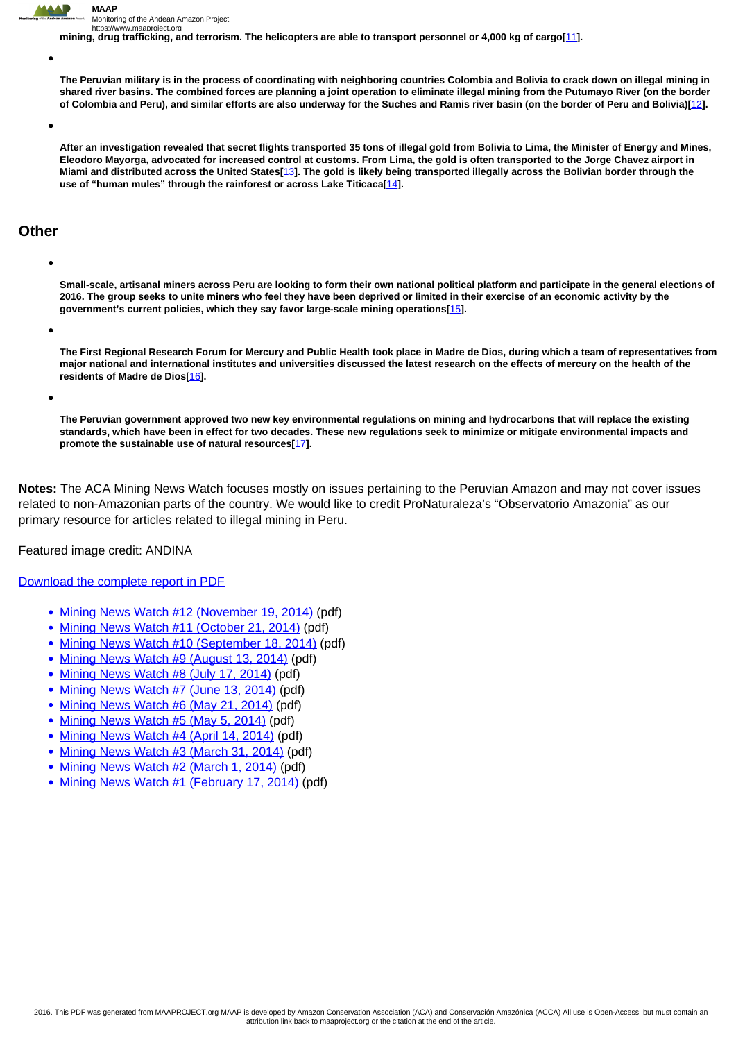**mining, drug trafficking, and terrorism. The helicopters are able to transport personnel or 4,000 kg of cargo[11].**

- **The Peruvian military is in the process of coordinating with neighboring countries Colombia and Bolivia to crack down on illegal mining in shared river basins. The combined forces are planning a joint operation to eliminate illegal mining from the Putumayo River (on the border of Colombia and Peru), and similar efforts are also underway for the Suches and Ramis river basin (on the border of Peru and Bolivia)[12].**

- **After an investigation revealed that secret flights transported 35 tons of illegal gold from Bolivia to Lima, the Minister of Energy and Mines, Eleodoro Mayorga, advocated for increased control at customs. From Lima, the gold is often transported to the Jorge Chavez airport in Miami and distributed across the United States[13]. The gold is likely being transported illegally across the Bolivian border through the use of "human mules" through the rainforest or across Lake Titicaca[14].**

## Other

- **Small-scale, artisanal miners across Peru are looking to form their own national political platform and participate in the general elections of 2016. The group seeks to unite miners who feel they have been deprived or limited in their exercise of an economic activity by the government's current policies, which they say favor large-scale mining operations[15].**

- **The First Regional Research Forum for Mercury and Public Health took place in Madre de Dios, during which a team of representatives from major national and international institutes and universities discussed the latest research on the effects of mercury on the health of the residents of Madre de Dios[16].**

- **The Peruvian government approved two new key environmental regulations on mining and hydrocarbons that will replace the existing standards, which have been in effect for two decades. These new regulations seek to minimize or mitigate environmental impacts and promote the sustainable use of natural resources[17].**

**Notes:** The ACA Mining News Watch focuses mostly on issues pertaining to the Peruvian Amazon and may not cover issues related to non-Amazonian parts of the country. We would like to credit ProNaturaleza's "Observatorio Amazonia" as our primary resource for articles related to illegal mining in Peru.

Featured image credit: ANDINA

Download the complete report in PDF

- Mining News Watch #12 (November 19, 2014) (pdf)
- Mining News Watch #11 (October 21, 2014) (pdf)
- Mining News Watch #10 (September 18, 2014) (pdf)
- Mining News Watch #9 (August 13, 2014) (pdf)
- Mining News Watch #8 (July 17, 2014) (pdf)
- Mining News Watch #7 (June 13, 2014) (pdf)
- Mining News Watch #6 (May 21, 2014) (pdf)
- Mining News Watch #5 (May 5, 2014) (pdf)
- Mining News Watch #4 (April 14, 2014) (pdf)
- Mining News Watch #3 (March 31, 2014) (pdf)
- Mining News Watch #2 (March 1, 2014) (pdf)
- Mining News Watch #1 (February 17, 2014) (pdf)